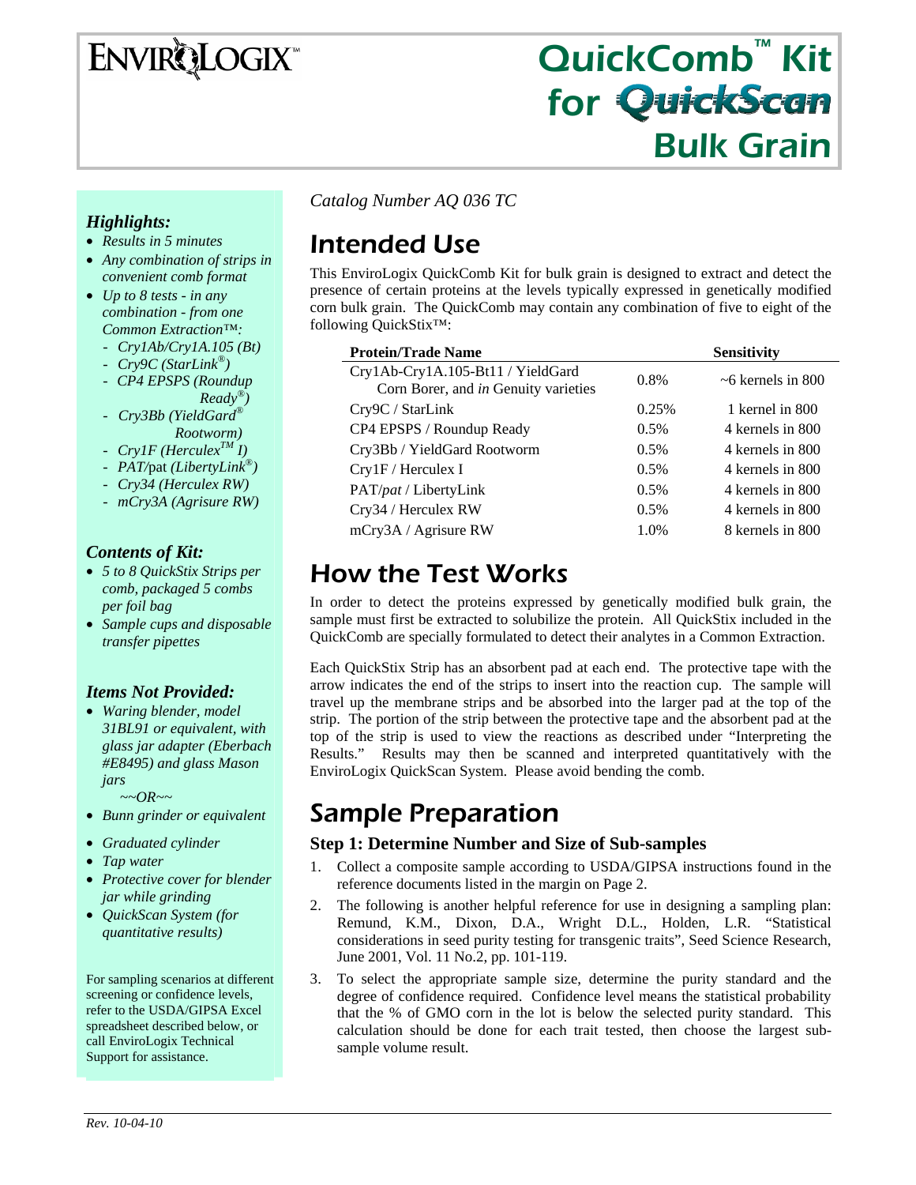# EnviroLogix™

# QuickComb™ Kit for QuickScan Bulk Grain

### *Highlights:*

- *Results in 5 minutes*
- *Any combination of strips in convenient comb format*
- *Up to 8 tests - in any combination - from one Common Extraction™:*
  - *Cry1Ab/Cry1A.105 (Bt)*
  - *Cry9C (StarLink®)*
  - *CP4 EPSPS (Roundup Ready®)*
  - *Cry3Bb (YieldGard® Rootworm)*
  - *Cry1F (Herculex™ I)*
  - *PAT/pat (LibertyLink®)*
  - *Cry34 (Herculex RW)*
  - *mCry3A (Agrisure RW)*

### *Contents of Kit:*

- *5 to 8 QuickStix Strips per comb, packaged 5 combs per foil bag*
- *Sample cups and disposable transfer pipettes*

### *Items Not Provided:*

- *Waring blender, model 31BL91 or equivalent, with glass jar adapter (Eberbach #E8495) and glass Mason jars*

  *~~OR~~*
- *Bunn grinder or equivalent*
- *Graduated cylinder*
- *Tap water*
- *Protective cover for blender jar while grinding*
- *QuickScan System (for quantitative results)*

For sampling scenarios at different screening or confidence levels, refer to the USDA/GIPSA Excel spreadsheet described below, or call EnviroLogix Technical Support for assistance.

*Catalog Number AQ 036 TC*

## Intended Use

This EnviroLogix QuickComb Kit for bulk grain is designed to extract and detect the presence of certain proteins at the levels typically expressed in genetically modified corn bulk grain. The QuickComb may contain any combination of five to eight of the following QuickStix™:

| Protein/Trade Name | | Sensitivity |
|---|---|---|
| Cry1Ab-Cry1A.105-Bt11 / YieldGard Corn Borer, and *in* Genuity varieties | 0.8% | ~6 kernels in 800 |
| Cry9C / StarLink | 0.25% | 1 kernel in 800 |
| CP4 EPSPS / Roundup Ready | 0.5% | 4 kernels in 800 |
| Cry3Bb / YieldGard Rootworm | 0.5% | 4 kernels in 800 |
| Cry1F / Herculex I | 0.5% | 4 kernels in 800 |
| PAT/*pat* / LibertyLink | 0.5% | 4 kernels in 800 |
| Cry34 / Herculex RW | 0.5% | 4 kernels in 800 |
| mCry3A / Agrisure RW | 1.0% | 8 kernels in 800 |

## How the Test Works

In order to detect the proteins expressed by genetically modified bulk grain, the sample must first be extracted to solubilize the protein. All QuickStix included in the QuickComb are specially formulated to detect their analytes in a Common Extraction.

Each QuickStix Strip has an absorbent pad at each end. The protective tape with the arrow indicates the end of the strips to insert into the reaction cup. The sample will travel up the membrane strips and be absorbed into the larger pad at the top of the strip. The portion of the strip between the protective tape and the absorbent pad at the top of the strip is used to view the reactions as described under "Interpreting the Results." Results may then be scanned and interpreted quantitatively with the EnviroLogix QuickScan System. Please avoid bending the comb.

## Sample Preparation

### Step 1: Determine Number and Size of Sub-samples

1. Collect a composite sample according to USDA/GIPSA instructions found in the reference documents listed in the margin on Page 2.
2. The following is another helpful reference for use in designing a sampling plan: Remund, K.M., Dixon, D.A., Wright D.L., Holden, L.R. "Statistical considerations in seed purity testing for transgenic traits", Seed Science Research, June 2001, Vol. 11 No.2, pp. 101-119.
3. To select the appropriate sample size, determine the purity standard and the degree of confidence required. Confidence level means the statistical probability that the % of GMO corn in the lot is below the selected purity standard. This calculation should be done for each trait tested, then choose the largest sub-sample volume result.

*Rev. 10-04-10*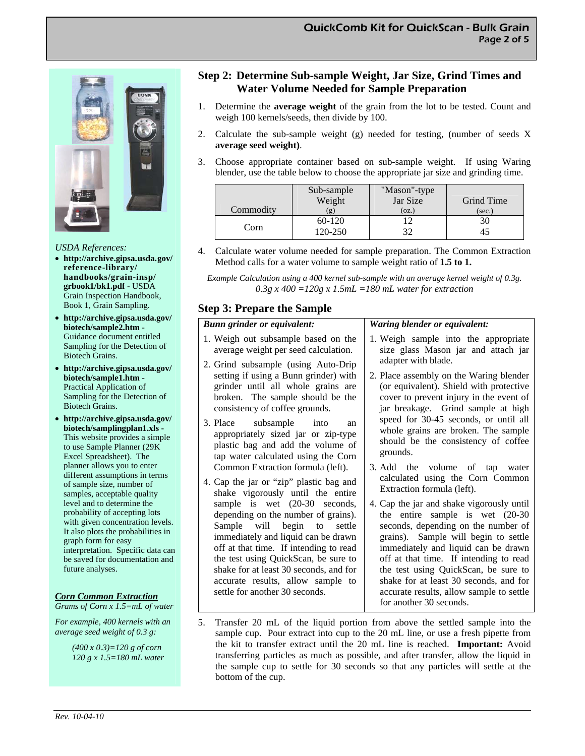## Step 2: Determine Sub-sample Weight, Jar Size, Grind Times and Water Volume Needed for Sample Preparation

1. Determine the **average weight** of the grain from the lot to be tested. Count and weigh 100 kernels/seeds, then divide by 100.
2. Calculate the sub-sample weight (g) needed for testing, (number of seeds X **average seed weight)**.
3. Choose appropriate container based on sub-sample weight. If using Waring blender, use the table below to choose the appropriate jar size and grinding time.

| Commodity | Sub-sample Weight (g) | "Mason"-type Jar Size (oz.) | Grind Time (sec.) |
|---|---|---|---|
| Corn | 60-120 | 12 | 30 |
| | 120-250 | 32 | 45 |

4. Calculate water volume needed for sample preparation. The Common Extraction Method calls for a water volume to sample weight ratio of **1.5 to 1.**

*Example Calculation using a 400 kernel sub-sample with an average kernel weight of 0.3g.*
*0.3g x 400 =120g x 1.5mL =180 mL water for extraction*

## Step 3: Prepare the Sample

***Bunn grinder or equivalent:***

1. Weigh out subsample based on the average weight per seed calculation.
2. Grind subsample (using Auto-Drip setting if using a Bunn grinder) with grinder until all whole grains are broken. The sample should be the consistency of coffee grounds.
3. Place subsample into an appropriately sized jar or zip-type plastic bag and add the volume of tap water calculated using the Corn Common Extraction formula (left).
4. Cap the jar or "zip" plastic bag and shake vigorously until the entire sample is wet (20-30 seconds, depending on the number of grains). Sample will begin to settle immediately and liquid can be drawn off at that time. If intending to read the test using QuickScan, be sure to shake for at least 30 seconds, and for accurate results, allow sample to settle for another 30 seconds.

***Waring blender or equivalent:***

1. Weigh sample into the appropriate size glass Mason jar and attach jar adapter with blade.
2. Place assembly on the Waring blender (or equivalent). Shield with protective cover to prevent injury in the event of jar breakage. Grind sample at high speed for 30-45 seconds, or until all whole grains are broken. The sample should be the consistency of coffee grounds.
3. Add the volume of tap water calculated using the Corn Common Extraction formula (left).
4. Cap the jar and shake vigorously until the entire sample is wet (20-30 seconds, depending on the number of grains). Sample will begin to settle immediately and liquid can be drawn off at that time. If intending to read the test using QuickScan, be sure to shake for at least 30 seconds, and for accurate results, allow sample to settle for another 30 seconds.

5. Transfer 20 mL of the liquid portion from above the settled sample into the sample cup. Pour extract into cup to the 20 mL line, or use a fresh pipette from the kit to transfer extract until the 20 mL line is reached. **Important:** Avoid transferring particles as much as possible, and after transfer, allow the liquid in the sample cup to settle for 30 seconds so that any particles will settle at the bottom of the cup.

*USDA References:*

- **http://archive.gipsa.usda.gov/reference-library/handbooks/grain-insp/grbook1/bk1.pdf** - USDA Grain Inspection Handbook, Book 1, Grain Sampling.
- **http://archive.gipsa.usda.gov/biotech/sample2.htm** - Guidance document entitled Sampling for the Detection of Biotech Grains.
- **http://archive.gipsa.usda.gov/biotech/sample1.htm** - Practical Application of Sampling for the Detection of Biotech Grains.
- **http://archive.gipsa.usda.gov/biotech/samplingplan1.xls** - This website provides a simple to use Sample Planner (29K Excel Spreadsheet). The planner allows you to enter different assumptions in terms of sample size, number of samples, acceptable quality level and to determine the probability of accepting lots with given concentration levels. It also plots the probabilities in graph form for easy interpretation. Specific data can be saved for documentation and future analyses.

***Corn Common Extraction***

*Grams of Corn x 1.5=mL of water*

*For example, 400 kernels with an average seed weight of 0.3 g:*

*(400 x 0.3)=120 g of corn*
*120 g x 1.5=180 mL water*

*Rev. 10-04-10*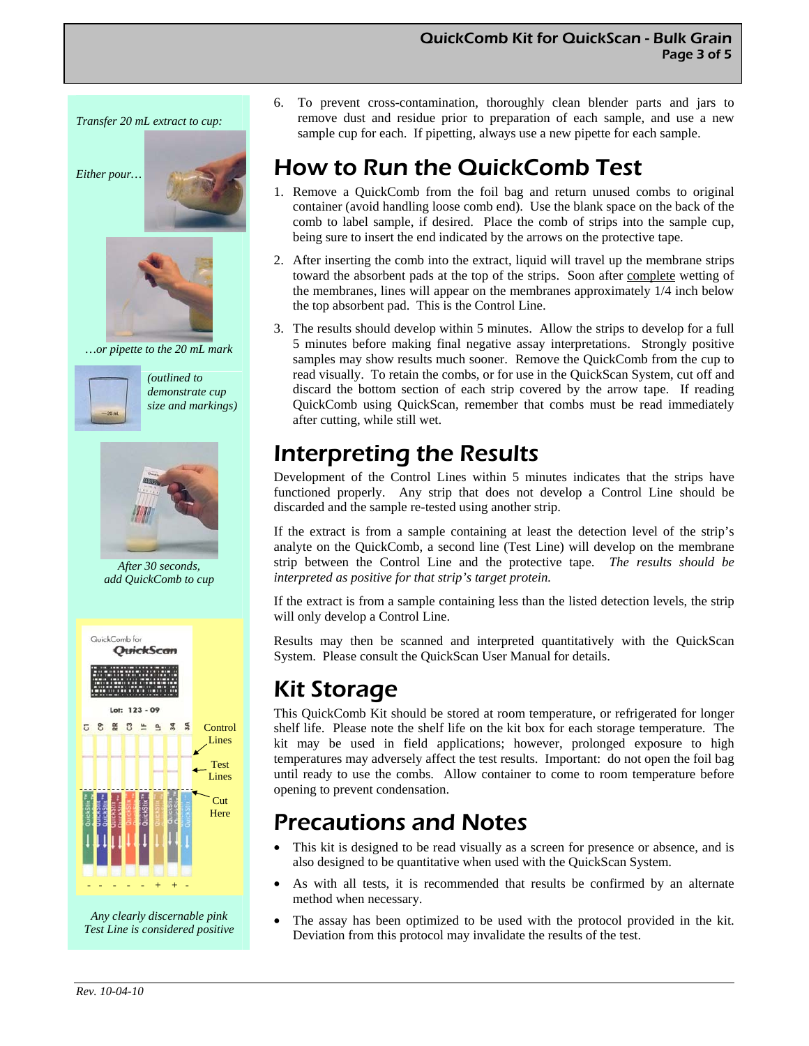*Transfer 20 mL extract to cup:*

*Either pour…*

*…or pipette to the 20 mL mark*

*(outlined to demonstrate cup size and markings)*

*After 30 seconds, add QuickComb to cup*

*Any clearly discernable pink Test Line is considered positive*

6. To prevent cross-contamination, thoroughly clean blender parts and jars to remove dust and residue prior to preparation of each sample, and use a new sample cup for each. If pipetting, always use a new pipette for each sample.

# How to Run the QuickComb Test

1. Remove a QuickComb from the foil bag and return unused combs to original container (avoid handling loose comb end). Use the blank space on the back of the comb to label sample, if desired. Place the comb of strips into the sample cup, being sure to insert the end indicated by the arrows on the protective tape.

2. After inserting the comb into the extract, liquid will travel up the membrane strips toward the absorbent pads at the top of the strips. Soon after complete wetting of the membranes, lines will appear on the membranes approximately 1/4 inch below the top absorbent pad. This is the Control Line.

3. The results should develop within 5 minutes. Allow the strips to develop for a full 5 minutes before making final negative assay interpretations. Strongly positive samples may show results much sooner. Remove the QuickComb from the cup to read visually. To retain the combs, or for use in the QuickScan System, cut off and discard the bottom section of each strip covered by the arrow tape. If reading QuickComb using QuickScan, remember that combs must be read immediately after cutting, while still wet.

# Interpreting the Results

Development of the Control Lines within 5 minutes indicates that the strips have functioned properly. Any strip that does not develop a Control Line should be discarded and the sample re-tested using another strip.

If the extract is from a sample containing at least the detection level of the strip's analyte on the QuickComb, a second line (Test Line) will develop on the membrane strip between the Control Line and the protective tape. *The results should be interpreted as positive for that strip's target protein.*

If the extract is from a sample containing less than the listed detection levels, the strip will only develop a Control Line.

Results may then be scanned and interpreted quantitatively with the QuickScan System. Please consult the QuickScan User Manual for details.

# Kit Storage

This QuickComb Kit should be stored at room temperature, or refrigerated for longer shelf life. Please note the shelf life on the kit box for each storage temperature. The kit may be used in field applications; however, prolonged exposure to high temperatures may adversely affect the test results. Important: do not open the foil bag until ready to use the combs. Allow container to come to room temperature before opening to prevent condensation.

# Precautions and Notes

- This kit is designed to be read visually as a screen for presence or absence, and is also designed to be quantitative when used with the QuickScan System.
- As with all tests, it is recommended that results be confirmed by an alternate method when necessary.
- The assay has been optimized to be used with the protocol provided in the kit. Deviation from this protocol may invalidate the results of the test.

*Rev. 10-04-10*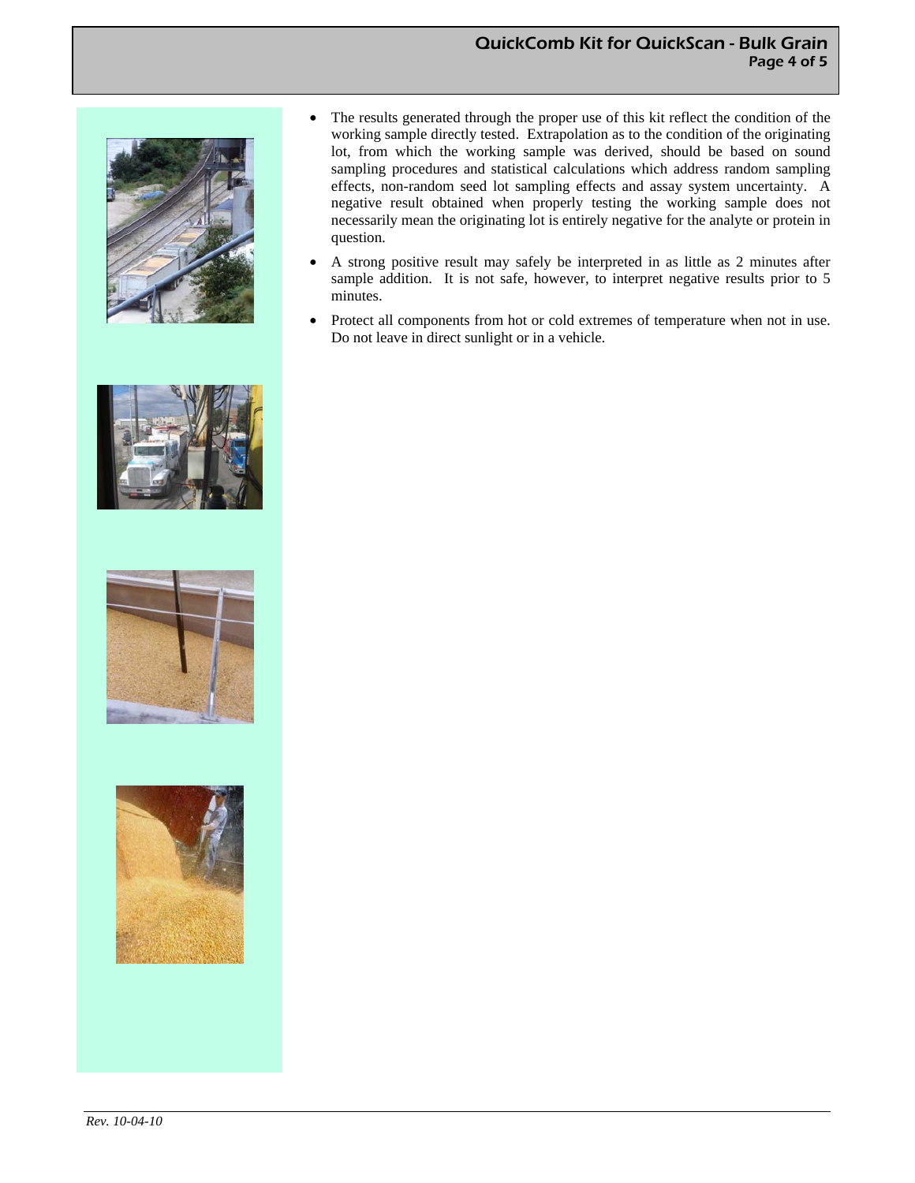- The results generated through the proper use of this kit reflect the condition of the working sample directly tested. Extrapolation as to the condition of the originating lot, from which the working sample was derived, should be based on sound sampling procedures and statistical calculations which address random sampling effects, non-random seed lot sampling effects and assay system uncertainty. A negative result obtained when properly testing the working sample does not necessarily mean the originating lot is entirely negative for the analyte or protein in question.
- A strong positive result may safely be interpreted in as little as 2 minutes after sample addition. It is not safe, however, to interpret negative results prior to 5 minutes.
- Protect all components from hot or cold extremes of temperature when not in use. Do not leave in direct sunlight or in a vehicle.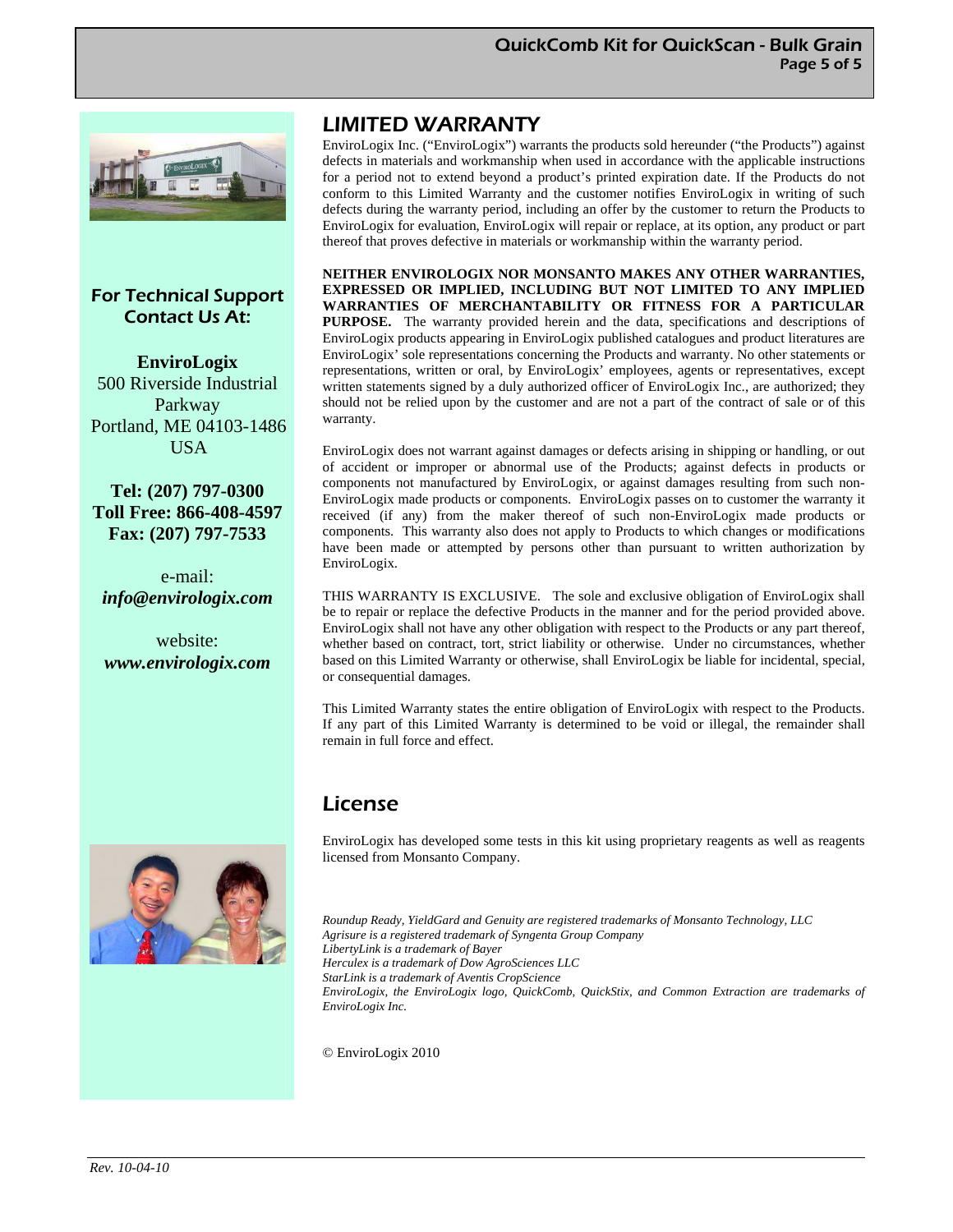## For Technical Support Contact Us At:

**EnviroLogix**
500 Riverside Industrial Parkway
Portland, ME 04103-1486
USA

**Tel: (207) 797-0300**
**Toll Free: 866-408-4597**
**Fax: (207) 797-7533**

e-mail:
***info@envirologix.com***

website:
***www.envirologix.com***

## LIMITED WARRANTY

EnviroLogix Inc. ("EnviroLogix") warrants the products sold hereunder ("the Products") against defects in materials and workmanship when used in accordance with the applicable instructions for a period not to extend beyond a product's printed expiration date. If the Products do not conform to this Limited Warranty and the customer notifies EnviroLogix in writing of such defects during the warranty period, including an offer by the customer to return the Products to EnviroLogix for evaluation, EnviroLogix will repair or replace, at its option, any product or part thereof that proves defective in materials or workmanship within the warranty period.

**NEITHER ENVIROLOGIX NOR MONSANTO MAKES ANY OTHER WARRANTIES, EXPRESSED OR IMPLIED, INCLUDING BUT NOT LIMITED TO ANY IMPLIED WARRANTIES OF MERCHANTABILITY OR FITNESS FOR A PARTICULAR PURPOSE.** The warranty provided herein and the data, specifications and descriptions of EnviroLogix products appearing in EnviroLogix published catalogues and product literatures are EnviroLogix' sole representations concerning the Products and warranty. No other statements or representations, written or oral, by EnviroLogix' employees, agents or representatives, except written statements signed by a duly authorized officer of EnviroLogix Inc., are authorized; they should not be relied upon by the customer and are not a part of the contract of sale or of this warranty.

EnviroLogix does not warrant against damages or defects arising in shipping or handling, or out of accident or improper or abnormal use of the Products; against defects in products or components not manufactured by EnviroLogix, or against damages resulting from such non-EnviroLogix made products or components. EnviroLogix passes on to customer the warranty it received (if any) from the maker thereof of such non-EnviroLogix made products or components. This warranty also does not apply to Products to which changes or modifications have been made or attempted by persons other than pursuant to written authorization by EnviroLogix.

THIS WARRANTY IS EXCLUSIVE. The sole and exclusive obligation of EnviroLogix shall be to repair or replace the defective Products in the manner and for the period provided above. EnviroLogix shall not have any other obligation with respect to the Products or any part thereof, whether based on contract, tort, strict liability or otherwise. Under no circumstances, whether based on this Limited Warranty or otherwise, shall EnviroLogix be liable for incidental, special, or consequential damages.

This Limited Warranty states the entire obligation of EnviroLogix with respect to the Products. If any part of this Limited Warranty is determined to be void or illegal, the remainder shall remain in full force and effect.

## License

EnviroLogix has developed some tests in this kit using proprietary reagents as well as reagents licensed from Monsanto Company.

*Roundup Ready, YieldGard and Genuity are registered trademarks of Monsanto Technology, LLC*
*Agrisure is a registered trademark of Syngenta Group Company*
*LibertyLink is a trademark of Bayer*
*Herculex is a trademark of Dow AgroSciences LLC*
*StarLink is a trademark of Aventis CropScience*
*EnviroLogix, the EnviroLogix logo, QuickComb, QuickStix, and Common Extraction are trademarks of EnviroLogix Inc.*

© EnviroLogix 2010

*Rev. 10-04-10*